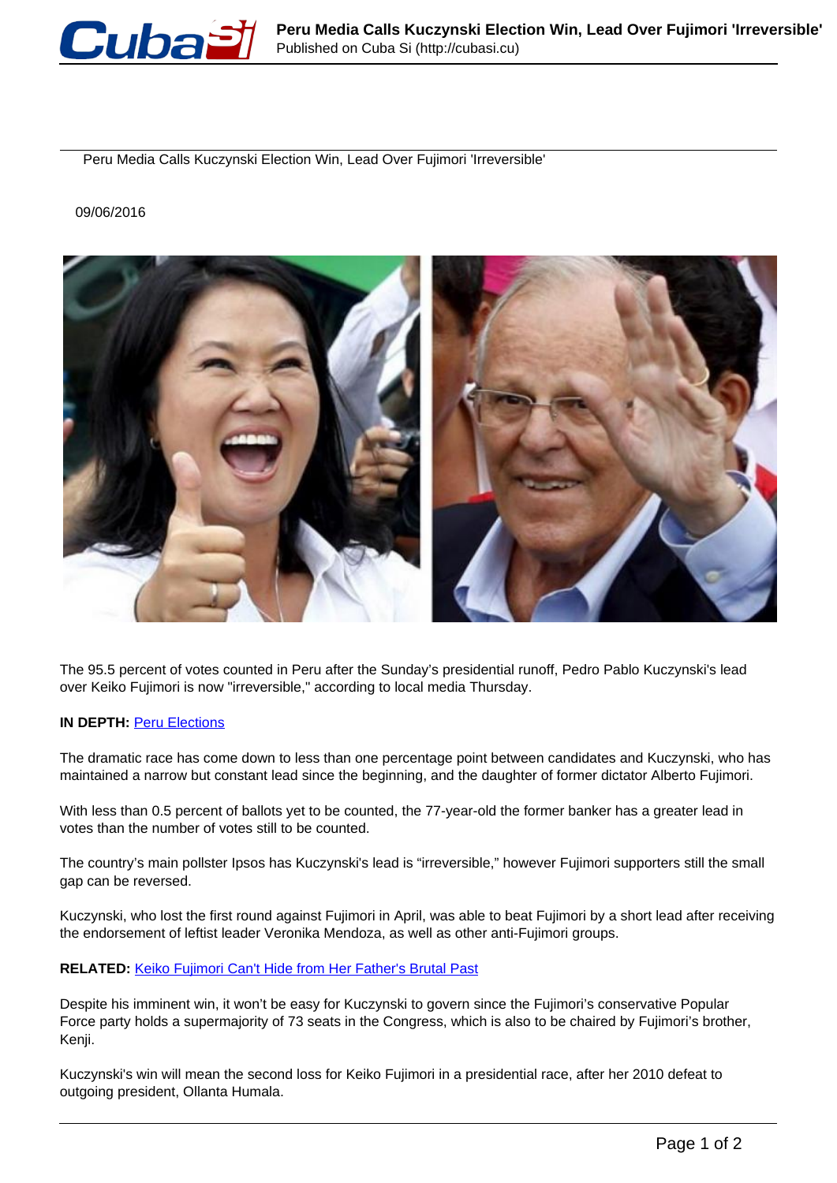Peru Media Calls Kuczynski Election Win, Lead Over Fujimori 'Irreversible'

09/06/2016

The 95.5 percent of votes counted in Peru after the Sunday's presidential runoff, Pedro Pablo Kuczynski's lead over Keiko Fujimori is now "irreversible," according to local media Thursday.

**IN DEPTH:** Peru Elections

The dramatic race has come down to less than one percentage point between candidates and Kuczynski, who has maintained a narrow but constant lead since the beginning, and the daughter of former dictator Alberto Fujimori.

With less than 0.5 percent of ballots yet to be counted, the 77-year-old the former banker has a greater lead in votes than the number of votes still to be counted.

The country's main pollster Ipsos has Kuczynski's lead is "irreversible," however Fujimori supporters still the small gap can be reversed.

Kuczynski, who lost the first round against Fujimori in April, was able to beat Fujimori by a short lead after receiving the endorsement of leftist leader Veronika Mendoza, as well as other anti-Fujimori groups.

**RELATED:** Keiko Fujimori Can't Hide from Her Father's Brutal Past

Despite his imminent win, it won't be easy for Kuczynski to govern since the Fujimori's conservative Popular Force party holds a supermajority of 73 seats in the Congress, which is also to be chaired by Fujimori's brother, Kenji.

Kuczynski's win will mean the second loss for Keiko Fujimori in a presidential race, after her 2010 defeat to outgoing president, Ollanta Humala.